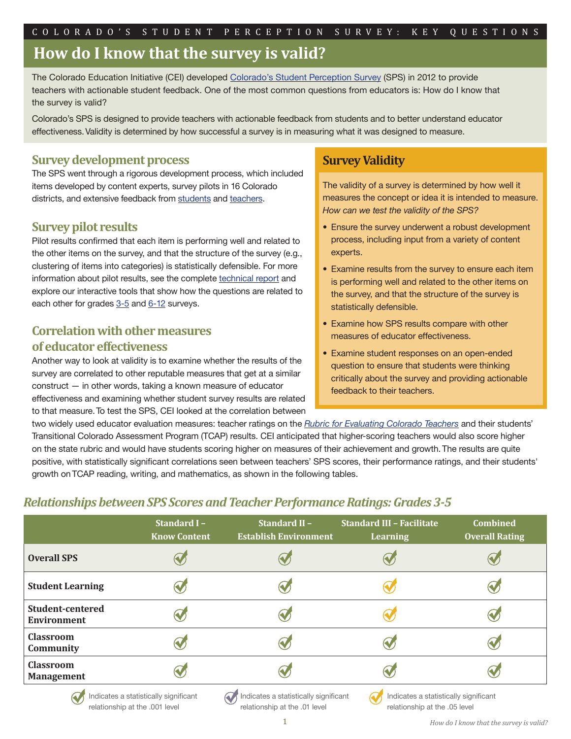COLORADO'S STUDENT PERCEPTION SURVEY: KEY QUESTIONS

# How do I know that the survey is valid?

The Colorado Education Initiative (CEI) developed Colorado's Student Perception Survey (SPS) in 2012 to provide teachers with actionable student feedback. One of the most common questions from educators is: How do I know that the survey is valid?

Colorado's SPS is designed to provide teachers with actionable feedback from students and to better understand educator effectiveness. Validity is determined by how successful a survey is in measuring what it was designed to measure.

## Survey development process

The SPS went through a rigorous development process, which included items developed by content experts, survey pilots in 16 Colorado districts, and extensive feedback from students and teachers.

## Survey pilot results

Pilot results confirmed that each item is performing well and related to the other items on the survey, and that the structure of the survey (e.g., clustering of items into categories) is statistically defensible. For more information about pilot results, see the complete technical report and explore our interactive tools that show how the questions are related to each other for grades 3-5 and 6-12 surveys.

## Correlation with other measures of educator effectiveness

Another way to look at validity is to examine whether the results of the survey are correlated to other reputable measures that get at a similar construct — in other words, taking a known measure of educator effectiveness and examining whether student survey results are related to that measure. To test the SPS, CEI looked at the correlation between two widely used educator evaluation measures: teacher ratings on the *Rubric for Evaluating Colorado Teachers* and their students' Transitional Colorado Assessment Program (TCAP) results. CEI anticipated that higher-scoring teachers would also score higher on the state rubric and would have students scoring higher on measures of their achievement and growth. The results are quite positive, with statistically significant correlations seen between teachers' SPS scores, their performance ratings, and their students' growth on TCAP reading, writing, and mathematics, as shown in the following tables.

## Survey Validity

The validity of a survey is determined by how well it measures the concept or idea it is intended to measure. *How can we test the validity of the SPS?*

- Ensure the survey underwent a robust development process, including input from a variety of content experts.
- Examine results from the survey to ensure each item is performing well and related to the other items on the survey, and that the structure of the survey is statistically defensible.
- Examine how SPS results compare with other measures of educator effectiveness.
- Examine student responses on an open-ended question to ensure that students were thinking critically about the survey and providing actionable feedback to their teachers.

### *Relationships between SPS Scores and Teacher Performance Ratings: Grades 3-5*

| | Standard I – Know Content | Standard II – Establish Environment | Standard III – Facilitate Learning | Combined Overall Rating |
|---|---|---|---|---|
| **Overall SPS** | ✓ (.001) | ✓ (.001) | ✓ (.001) | ✓ (.001) |
| **Student Learning** | ✓ (.001) | ✓ (.001) | ✓ (.05) | ✓ (.001) |
| **Student-centered Environment** | ✓ (.001) | ✓ (.001) | ✓ (.05) | ✓ (.001) |
| **Classroom Community** | ✓ (.001) | ✓ (.001) | ✓ (.001) | ✓ (.001) |
| **Classroom Management** | ✓ (.001) | ✓ (.001) | ✓ (.001) | ✓ (.001) |

✓ (.001) Indicates a statistically significant relationship at the .001 level

✓ (.01) Indicates a statistically significant relationship at the .01 level

✓ (.05) Indicates a statistically significant relationship at the .05 level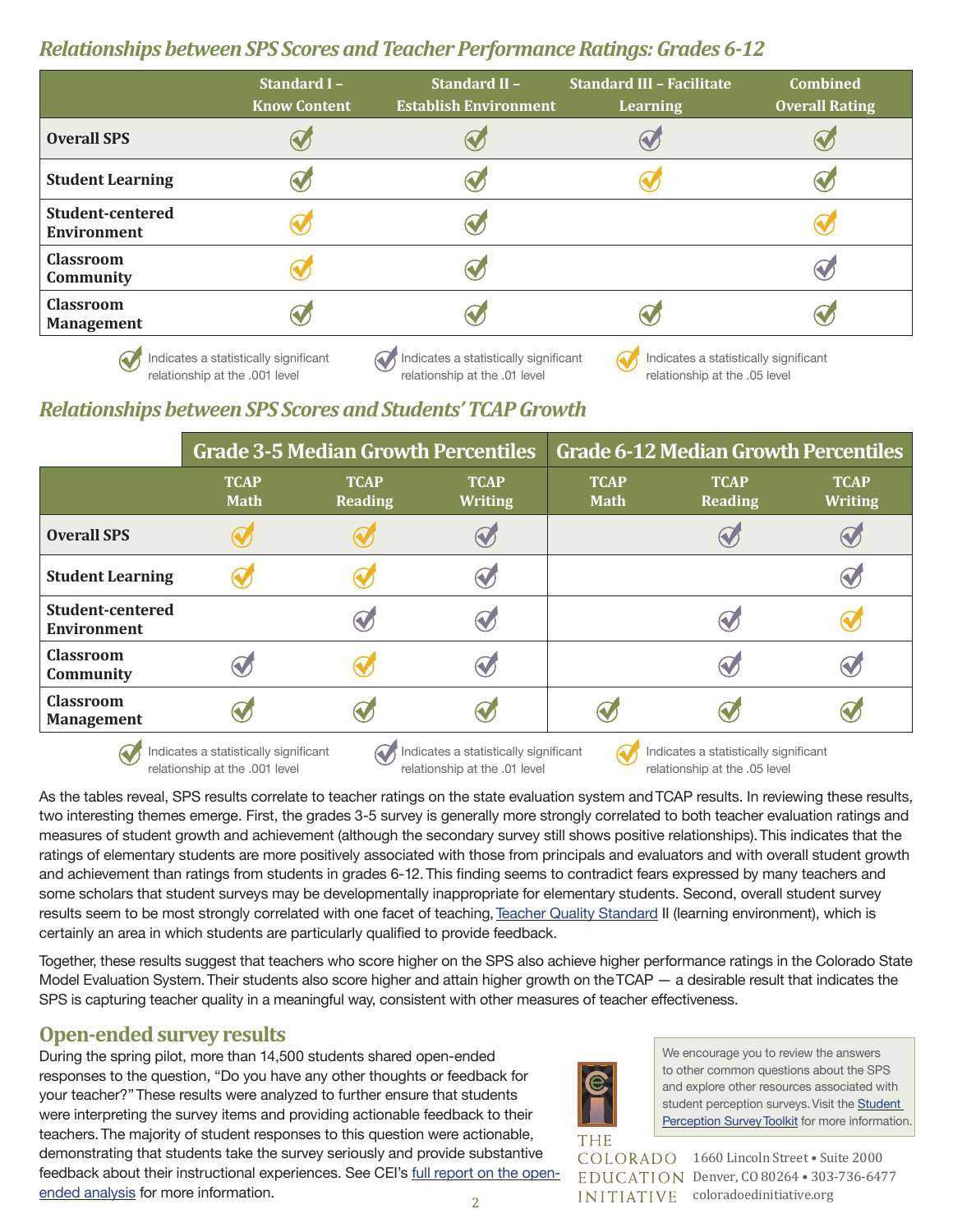## *Relationships between SPS Scores and Teacher Performance Ratings: Grades 6-12*

| | Standard I – Know Content | Standard II – Establish Environment | Standard III – Facilitate Learning | Combined Overall Rating |
|---|---|---|---|---|
| **Overall SPS** | ✓ (.001) | ✓ (.001) | ✓ (.01) | ✓ (.001) |
| **Student Learning** | ✓ (.001) | ✓ (.001) | ✓ (.05) | ✓ (.001) |
| **Student-centered Environment** | ✓ (.05) | ✓ (.001) | | ✓ (.05) |
| **Classroom Community** | ✓ (.05) | ✓ (.001) | | ✓ (.01) |
| **Classroom Management** | ✓ (.001) | ✓ (.001) | ✓ (.001) | ✓ (.001) |

✓ (.001) Indicates a statistically significant relationship at the .001 level ✓ (.01) Indicates a statistically significant relationship at the .01 level ✓ (.05) Indicates a statistically significant relationship at the .05 level

## *Relationships between SPS Scores and Students' TCAP Growth*

| | Grade 3-5 Median Growth Percentiles | | | Grade 6-12 Median Growth Percentiles | | |
|---|---|---|---|---|---|---|
| | **TCAP Math** | **TCAP Reading** | **TCAP Writing** | **TCAP Math** | **TCAP Reading** | **TCAP Writing** |
| **Overall SPS** | ✓ (.05) | ✓ (.05) | ✓ (.01) | | ✓ (.01) | ✓ (.01) |
| **Student Learning** | ✓ (.05) | ✓ (.05) | ✓ (.01) | | | ✓ (.01) |
| **Student-centered Environment** | | ✓ (.01) | ✓ (.01) | | ✓ (.01) | ✓ (.05) |
| **Classroom Community** | ✓ (.01) | ✓ (.05) | ✓ (.01) | | ✓ (.01) | ✓ (.01) |
| **Classroom Management** | ✓ (.001) | ✓ (.001) | ✓ (.001) | ✓ (.001) | ✓ (.001) | ✓ (.001) |

✓ (.001) Indicates a statistically significant relationship at the .001 level ✓ (.01) Indicates a statistically significant relationship at the .01 level ✓ (.05) Indicates a statistically significant relationship at the .05 level

As the tables reveal, SPS results correlate to teacher ratings on the state evaluation system and TCAP results. In reviewing these results, two interesting themes emerge. First, the grades 3-5 survey is generally more strongly correlated to both teacher evaluation ratings and measures of student growth and achievement (although the secondary survey still shows positive relationships). This indicates that the ratings of elementary students are more positively associated with those from principals and evaluators and with overall student growth and achievement than ratings from students in grades 6-12. This finding seems to contradict fears expressed by many teachers and some scholars that student surveys may be developmentally inappropriate for elementary students. Second, overall student survey results seem to be most strongly correlated with one facet of teaching, Teacher Quality Standard II (learning environment), which is certainly an area in which students are particularly qualified to provide feedback.

Together, these results suggest that teachers who score higher on the SPS also achieve higher performance ratings in the Colorado State Model Evaluation System. Their students also score higher and attain higher growth on the TCAP — a desirable result that indicates the SPS is capturing teacher quality in a meaningful way, consistent with other measures of teacher effectiveness.

## Open-ended survey results

During the spring pilot, more than 14,500 students shared open-ended responses to the question, "Do you have any other thoughts or feedback for your teacher?" These results were analyzed to further ensure that students were interpreting the survey items and providing actionable feedback to their teachers. The majority of student responses to this question were actionable, demonstrating that students take the survey seriously and provide substantive feedback about their instructional experiences. See CEI's full report on the open-ended analysis for more information.

We encourage you to review the answers to other common questions about the SPS and explore other resources associated with student perception surveys. Visit the Student Perception Survey Toolkit for more information.

THE COLORADO EDUCATION INITIATIVE

1660 Lincoln Street • Suite 2000
Denver, CO 80264 • 303-736-6477
coloradoedinitiative.org